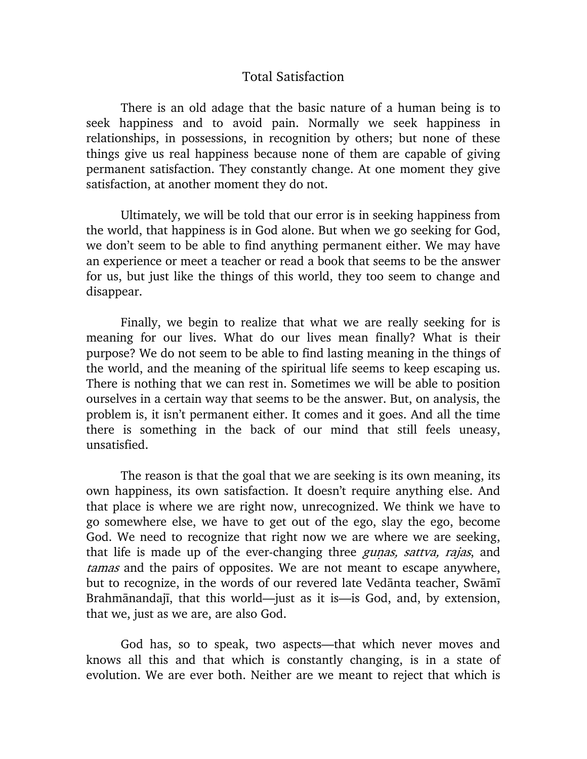# Total Satisfaction

There is an old adage that the basic nature of a human being is to seek happiness and to avoid pain. Normally we seek happiness in relationships, in possessions, in recognition by others; but none of these things give us real happiness because none of them are capable of giving permanent satisfaction. They constantly change. At one moment they give satisfaction, at another moment they do not.

Ultimately, we will be told that our error is in seeking happiness from the world, that happiness is in God alone. But when we go seeking for God, we don't seem to be able to find anything permanent either. We may have an experience or meet a teacher or read a book that seems to be the answer for us, but just like the things of this world, they too seem to change and disappear.

Finally, we begin to realize that what we are really seeking for is meaning for our lives. What do our lives mean finally? What is their purpose? We do not seem to be able to find lasting meaning in the things of the world, and the meaning of the spiritual life seems to keep escaping us. There is nothing that we can rest in. Sometimes we will be able to position ourselves in a certain way that seems to be the answer. But, on analysis, the problem is, it isn't permanent either. It comes and it goes. And all the time there is something in the back of our mind that still feels uneasy, unsatisfied.

The reason is that the goal that we are seeking is its own meaning, its own happiness, its own satisfaction. It doesn't require anything else. And that place is where we are right now, unrecognized. We think we have to go somewhere else, we have to get out of the ego, slay the ego, become God. We need to recognize that right now we are where we are seeking, that life is made up of the ever-changing three *guṇas, sattva, rajas*, and *tamas* and the pairs of opposites. We are not meant to escape anywhere, but to recognize, in the words of our revered late Vedānta teacher, Swāmī Brahmānandajī, that this world—just as it is—is God, and, by extension, that we, just as we are, are also God.

God has, so to speak, two aspects—that which never moves and knows all this and that which is constantly changing, is in a state of evolution. We are ever both. Neither are we meant to reject that which is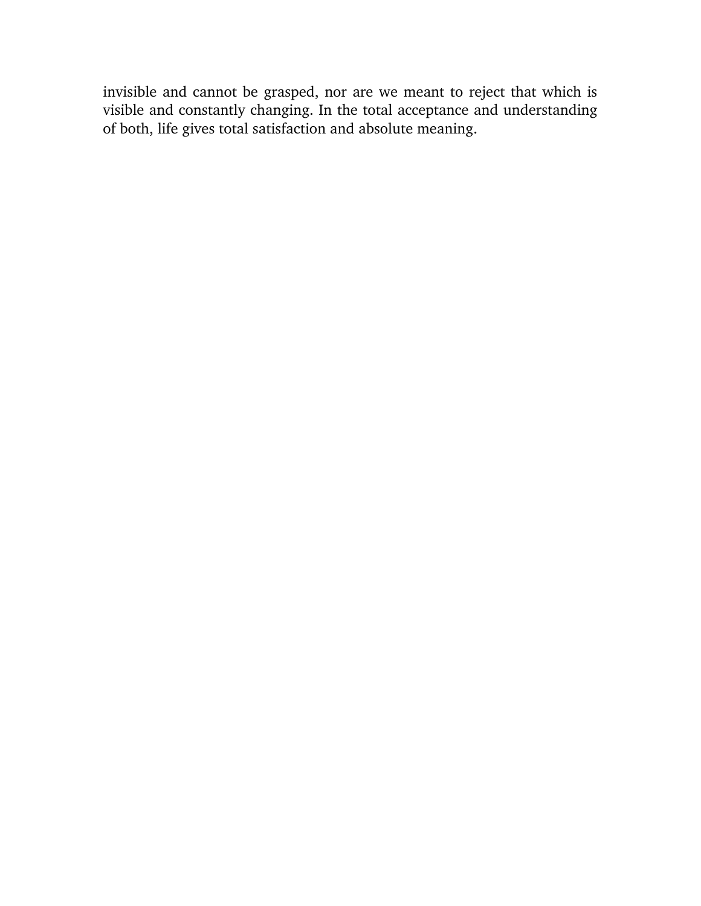invisible and cannot be grasped, nor are we meant to reject that which is visible and constantly changing. In the total acceptance and understanding of both, life gives total satisfaction and absolute meaning.